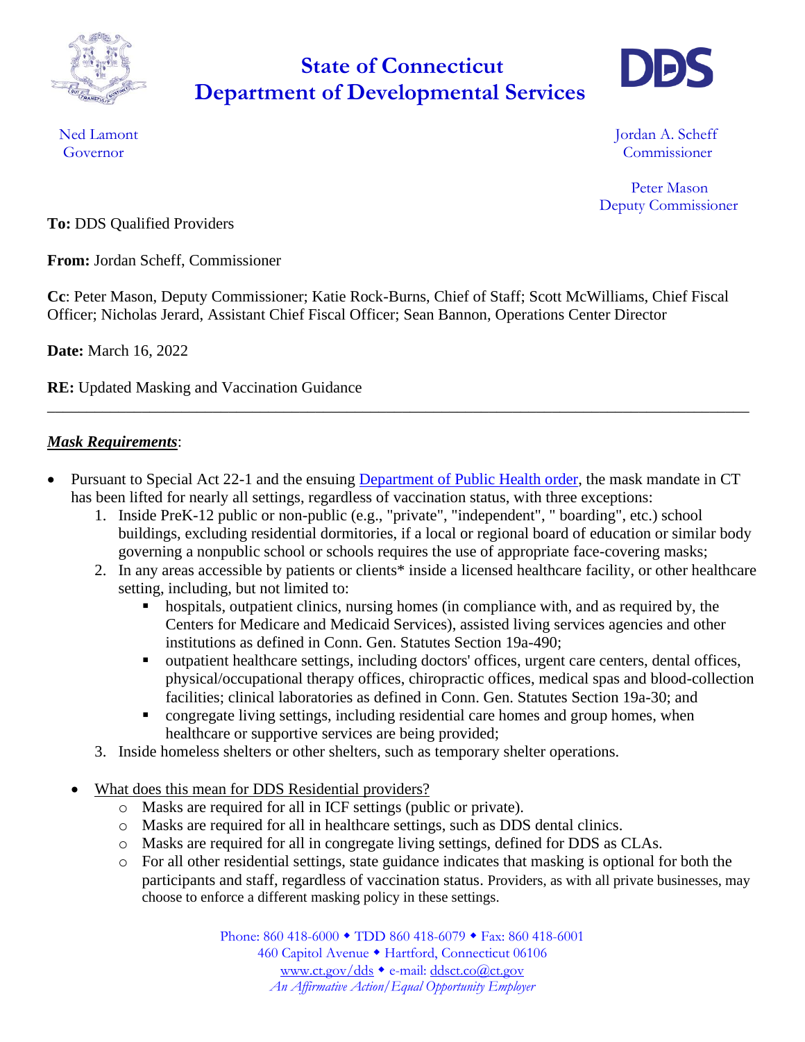# State of Connecticut
# Department of Developmental Services

Ned Lamont
Governor

Jordan A. Scheff
Commissioner

Peter Mason
Deputy Commissioner

**To:** DDS Qualified Providers

**From:** Jordan Scheff, Commissioner

**Cc**: Peter Mason, Deputy Commissioner; Katie Rock-Burns, Chief of Staff; Scott McWilliams, Chief Fiscal Officer; Nicholas Jerard, Assistant Chief Fiscal Officer; Sean Bannon, Operations Center Director

**Date:** March 16, 2022

**RE:** Updated Masking and Vaccination Guidance

---

***Mask Requirements***:

- Pursuant to Special Act 22-1 and the ensuing Department of Public Health order, the mask mandate in CT has been lifted for nearly all settings, regardless of vaccination status, with three exceptions:
  1. Inside PreK-12 public or non-public (e.g., "private", "independent", " boarding", etc.) school buildings, excluding residential dormitories, if a local or regional board of education or similar body governing a nonpublic school or schools requires the use of appropriate face-covering masks;
  2. In any areas accessible by patients or clients* inside a licensed healthcare facility, or other healthcare setting, including, but not limited to:
     - hospitals, outpatient clinics, nursing homes (in compliance with, and as required by, the Centers for Medicare and Medicaid Services), assisted living services agencies and other institutions as defined in Conn. Gen. Statutes Section 19a-490;
     - outpatient healthcare settings, including doctors' offices, urgent care centers, dental offices, physical/occupational therapy offices, chiropractic offices, medical spas and blood-collection facilities; clinical laboratories as defined in Conn. Gen. Statutes Section 19a-30; and
     - congregate living settings, including residential care homes and group homes, when healthcare or supportive services are being provided;
  3. Inside homeless shelters or other shelters, such as temporary shelter operations.

- What does this mean for DDS Residential providers?
  - Masks are required for all in ICF settings (public or private).
  - Masks are required for all in healthcare settings, such as DDS dental clinics.
  - Masks are required for all in congregate living settings, defined for DDS as CLAs.
  - For all other residential settings, state guidance indicates that masking is optional for both the participants and staff, regardless of vaccination status. Providers, as with all private businesses, may choose to enforce a different masking policy in these settings.

Phone: 860 418-6000 ◆ TDD 860 418-6079 ◆ Fax: 860 418-6001
460 Capitol Avenue ◆ Hartford, Connecticut 06106
www.ct.gov/dds ◆ e-mail: ddsct.co@ct.gov
*An Affirmative Action/Equal Opportunity Employer*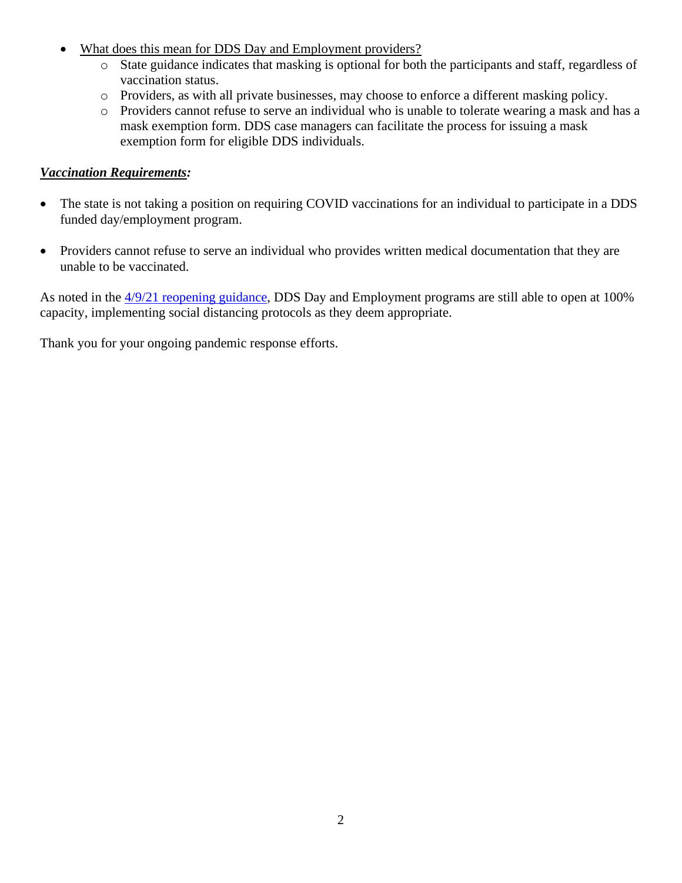- What does this mean for DDS Day and Employment providers?
  - State guidance indicates that masking is optional for both the participants and staff, regardless of vaccination status.
  - Providers, as with all private businesses, may choose to enforce a different masking policy.
  - Providers cannot refuse to serve an individual who is unable to tolerate wearing a mask and has a mask exemption form. DDS case managers can facilitate the process for issuing a mask exemption form for eligible DDS individuals.

***Vaccination Requirements:***

- The state is not taking a position on requiring COVID vaccinations for an individual to participate in a DDS funded day/employment program.

- Providers cannot refuse to serve an individual who provides written medical documentation that they are unable to be vaccinated.

As noted in the 4/9/21 reopening guidance, DDS Day and Employment programs are still able to open at 100% capacity, implementing social distancing protocols as they deem appropriate.

Thank you for your ongoing pandemic response efforts.